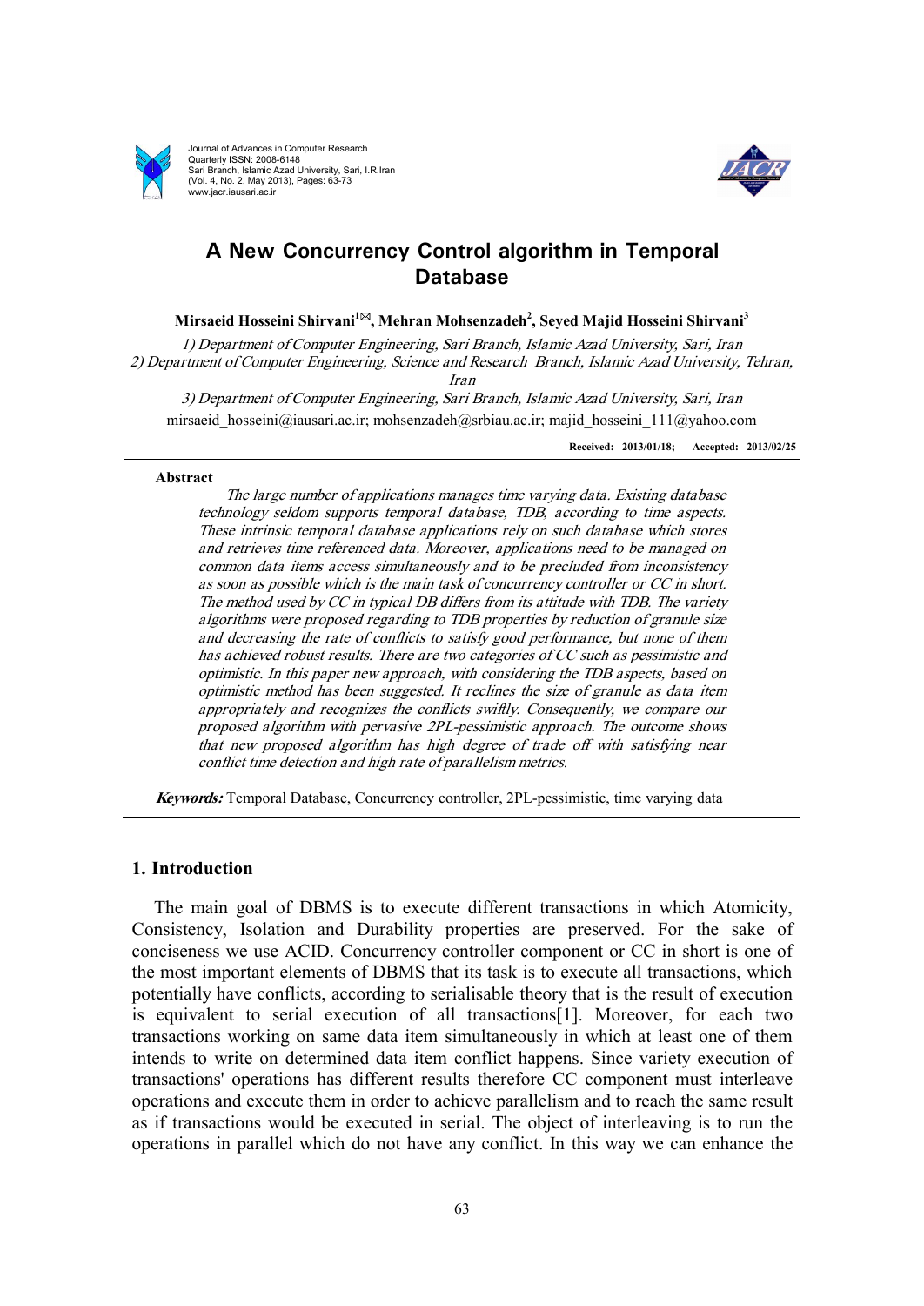# A New Concurrency Control algorithm in Temporal Database

**Mirsaeid Hosseini Shirvani[1]✉, Mehran Mohsenzadeh[2], Seyed Majid Hosseini Shirvani[3]**

*1) Department of Computer Engineering, Sari Branch, Islamic Azad University, Sari, Iran*
*2) Department of Computer Engineering, Science and Research Branch, Islamic Azad University, Tehran, Iran*
*3) Department of Computer Engineering, Sari Branch, Islamic Azad University, Sari, Iran*

mirsaeid_hosseini@iausari.ac.ir; mohsenzadeh@srbiau.ac.ir; majid_hosseini_111@yahoo.com

**Received: 2013/01/18; Accepted: 2013/02/25**

## Abstract

*The large number of applications manages time varying data. Existing database technology seldom supports temporal database, TDB, according to time aspects. These intrinsic temporal database applications rely on such database which stores and retrieves time referenced data. Moreover, applications need to be managed on common data items access simultaneously and to be precluded from inconsistency as soon as possible which is the main task of concurrency controller or CC in short. The method used by CC in typical DB differs from its attitude with TDB. The variety algorithms were proposed regarding to TDB properties by reduction of granule size and decreasing the rate of conflicts to satisfy good performance, but none of them has achieved robust results. There are two categories of CC such as pessimistic and optimistic. In this paper new approach, with considering the TDB aspects, based on optimistic method has been suggested. It reclines the size of granule as data item appropriately and recognizes the conflicts swiftly. Consequently, we compare our proposed algorithm with pervasive 2PL-pessimistic approach. The outcome shows that new proposed algorithm has high degree of trade off with satisfying near conflict time detection and high rate of parallelism metrics.*

***Keywords:*** Temporal Database, Concurrency controller, 2PL-pessimistic, time varying data

## 1. Introduction

The main goal of DBMS is to execute different transactions in which Atomicity, Consistency, Isolation and Durability properties are preserved. For the sake of conciseness we use ACID. Concurrency controller component or CC in short is one of the most important elements of DBMS that its task is to execute all transactions, which potentially have conflicts, according to serialisable theory that is the result of execution is equivalent to serial execution of all transactions[1]. Moreover, for each two transactions working on same data item simultaneously in which at least one of them intends to write on determined data item conflict happens. Since variety execution of transactions' operations has different results therefore CC component must interleave operations and execute them in order to achieve parallelism and to reach the same result as if transactions would be executed in serial. The object of interleaving is to run the operations in parallel which do not have any conflict. In this way we can enhance the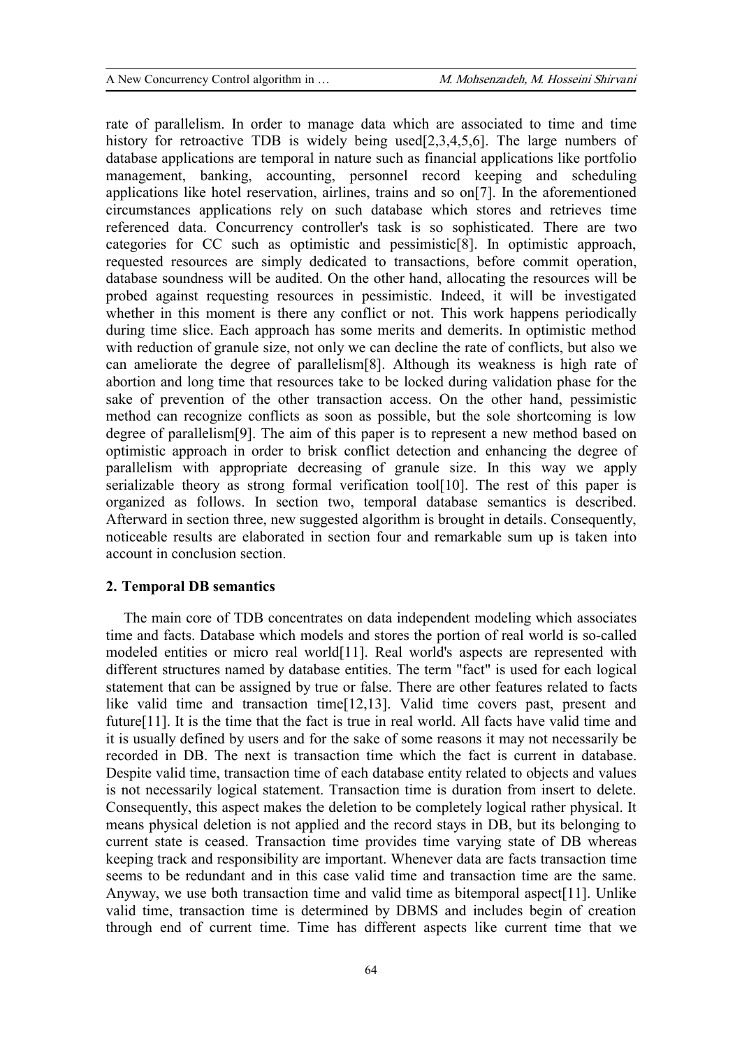rate of parallelism. In order to manage data which are associated to time and time history for retroactive TDB is widely being used[2,3,4,5,6]. The large numbers of database applications are temporal in nature such as financial applications like portfolio management, banking, accounting, personnel record keeping and scheduling applications like hotel reservation, airlines, trains and so on[7]. In the aforementioned circumstances applications rely on such database which stores and retrieves time referenced data. Concurrency controller's task is so sophisticated. There are two categories for CC such as optimistic and pessimistic[8]. In optimistic approach, requested resources are simply dedicated to transactions, before commit operation, database soundness will be audited. On the other hand, allocating the resources will be probed against requesting resources in pessimistic. Indeed, it will be investigated whether in this moment is there any conflict or not. This work happens periodically during time slice. Each approach has some merits and demerits. In optimistic method with reduction of granule size, not only we can decline the rate of conflicts, but also we can ameliorate the degree of parallelism[8]. Although its weakness is high rate of abortion and long time that resources take to be locked during validation phase for the sake of prevention of the other transaction access. On the other hand, pessimistic method can recognize conflicts as soon as possible, but the sole shortcoming is low degree of parallelism[9]. The aim of this paper is to represent a new method based on optimistic approach in order to brisk conflict detection and enhancing the degree of parallelism with appropriate decreasing of granule size. In this way we apply serializable theory as strong formal verification tool[10]. The rest of this paper is organized as follows. In section two, temporal database semantics is described. Afterward in section three, new suggested algorithm is brought in details. Consequently, noticeable results are elaborated in section four and remarkable sum up is taken into account in conclusion section.

## 2. Temporal DB semantics

The main core of TDB concentrates on data independent modeling which associates time and facts. Database which models and stores the portion of real world is so-called modeled entities or micro real world[11]. Real world's aspects are represented with different structures named by database entities. The term "fact" is used for each logical statement that can be assigned by true or false. There are other features related to facts like valid time and transaction time[12,13]. Valid time covers past, present and future[11]. It is the time that the fact is true in real world. All facts have valid time and it is usually defined by users and for the sake of some reasons it may not necessarily be recorded in DB. The next is transaction time which the fact is current in database. Despite valid time, transaction time of each database entity related to objects and values is not necessarily logical statement. Transaction time is duration from insert to delete. Consequently, this aspect makes the deletion to be completely logical rather physical. It means physical deletion is not applied and the record stays in DB, but its belonging to current state is ceased. Transaction time provides time varying state of DB whereas keeping track and responsibility are important. Whenever data are facts transaction time seems to be redundant and in this case valid time and transaction time are the same. Anyway, we use both transaction time and valid time as bitemporal aspect[11]. Unlike valid time, transaction time is determined by DBMS and includes begin of creation through end of current time. Time has different aspects like current time that we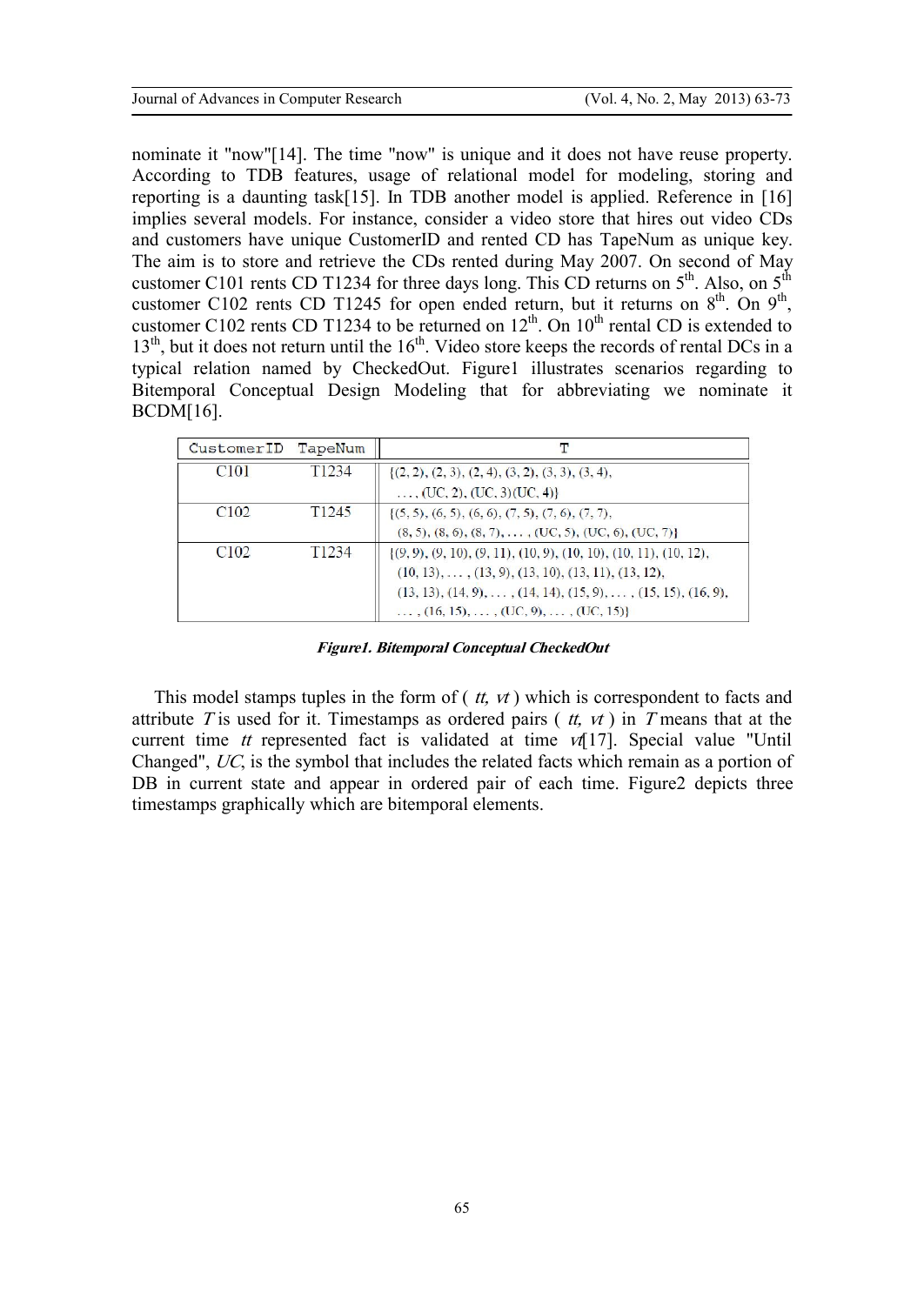nominate it "now"[14]. The time "now" is unique and it does not have reuse property. According to TDB features, usage of relational model for modeling, storing and reporting is a daunting task[15]. In TDB another model is applied. Reference in [16] implies several models. For instance, consider a video store that hires out video CDs and customers have unique CustomerID and rented CD has TapeNum as unique key. The aim is to store and retrieve the CDs rented during May 2007. On second of May customer C101 rents CD T1234 for three days long. This CD returns on 5th. Also, on 5th customer C102 rents CD T1245 for open ended return, but it returns on 8th. On 9th, customer C102 rents CD T1234 to be returned on 12th. On 10th rental CD is extended to 13th, but it does not return until the 16th. Video store keeps the records of rental DCs in a typical relation named by CheckedOut. Figure1 illustrates scenarios regarding to Bitemporal Conceptual Design Modeling that for abbreviating we nominate it BCDM[16].

| CustomerID | TapeNum | T |
|---|---|---|
| C101 | T1234 | {(2, 2), (2, 3), (2, 4), (3, 2), (3, 3), (3, 4), . . . , (UC, 2), (UC, 3)(UC, 4)} |
| C102 | T1245 | {(5, 5), (6, 5), (6, 6), (7, 5), (7, 6), (7, 7), (8, 5), (8, 6), (8, 7), . . . , (UC, 5), (UC, 6), (UC, 7)} |
| C102 | T1234 | {(9, 9), (9, 10), (9, 11), (10, 9), (10, 10), (10, 11), (10, 12), (10, 13), . . . , (13, 9), (13, 10), (13, 11), (13, 12), (13, 13), (14, 9), . . . , (14, 14), (15, 9), . . . , (15, 15), (16, 9), . . . , (16, 15), . . . , (UC, 9), . . . , (UC, 15)} |

***Figure1. Bitemporal Conceptual CheckedOut***

This model stamps tuples in the form of ( *tt, vt* ) which is correspondent to facts and attribute *T* is used for it. Timestamps as ordered pairs ( *tt, vt* ) in *T* means that at the current time *tt* represented fact is validated at time *vt*[17]. Special value "Until Changed", *UC*, is the symbol that includes the related facts which remain as a portion of DB in current state and appear in ordered pair of each time. Figure2 depicts three timestamps graphically which are bitemporal elements.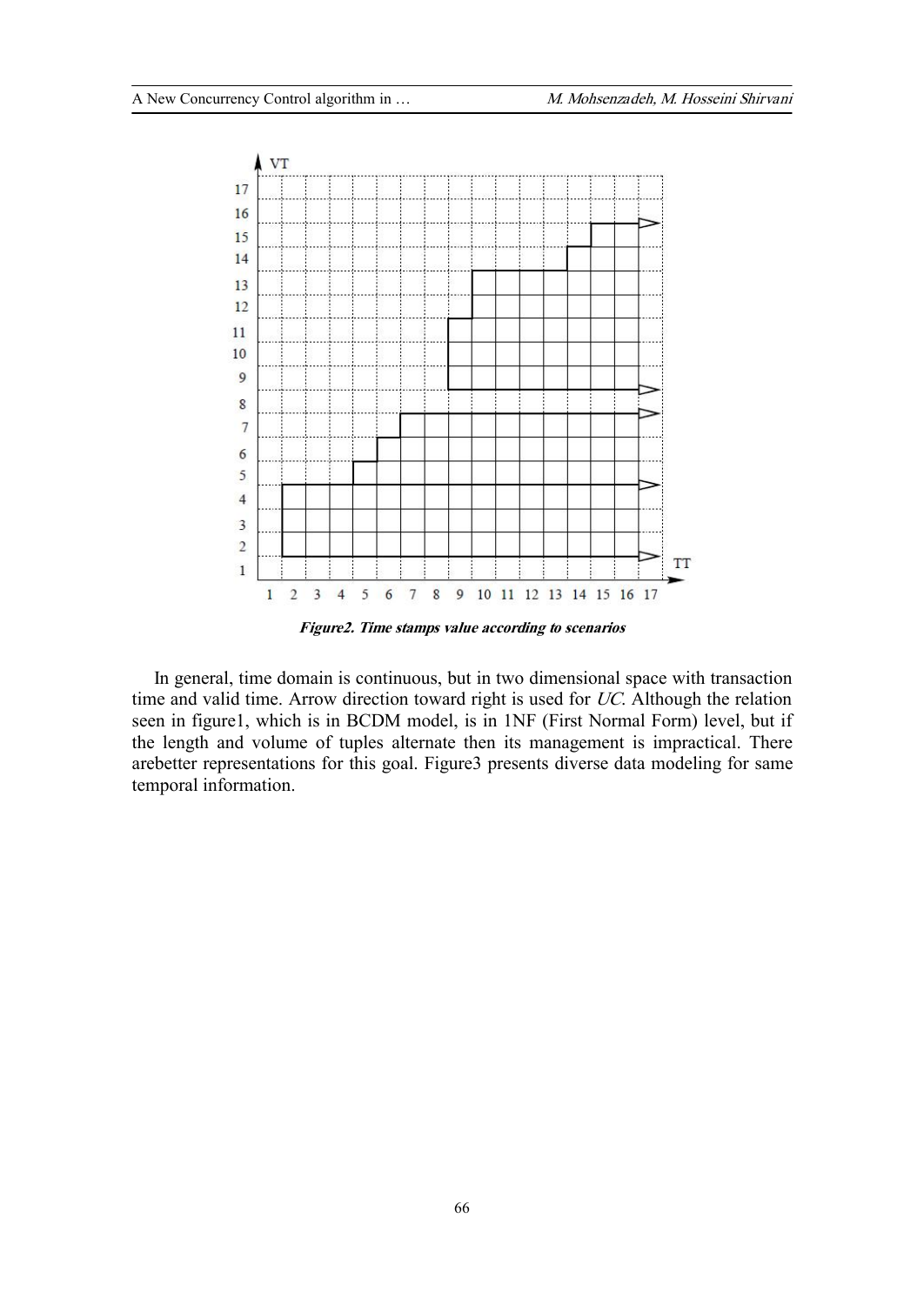*Figure2. Time stamps value according to scenarios*

In general, time domain is continuous, but in two dimensional space with transaction time and valid time. Arrow direction toward right is used for *UC*. Although the relation seen in figure1, which is in BCDM model, is in 1NF (First Normal Form) level, but if the length and volume of tuples alternate then its management is impractical. There arebetter representations for this goal. Figure3 presents diverse data modeling for same temporal information.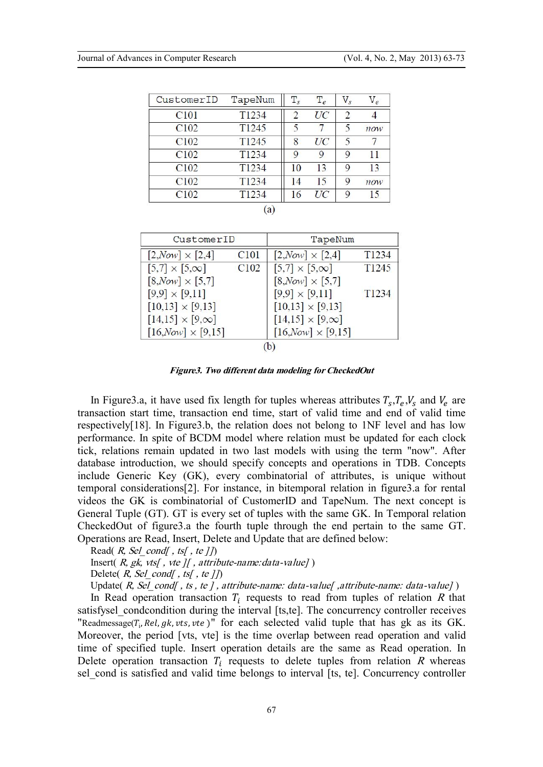| CustomerID | TapeNum | $T_s$ | $T_e$ | $V_s$ | $V_e$ |
|---|---|---|---|---|---|
| C101 | T1234 | 2 | *UC* | 2 | 4 |
| C102 | T1245 | 5 | 7 | 5 | *now* |
| C102 | T1245 | 8 | *UC* | 5 | 7 |
| C102 | T1234 | 9 | 9 | 9 | 11 |
| C102 | T1234 | 10 | 13 | 9 | 13 |
| C102 | T1234 | 14 | 15 | 9 | *now* |
| C102 | T1234 | 16 | *UC* | 9 | 15 |

(a)

| CustomerID | | TapeNum | |
|---|---|---|---|
| [2,*Now*] × [2,4] | C101 | [2,*Now*] × [2,4] | T1234 |
| [5,7] × [5,∞] | C102 | [5,7] × [5,∞] | T1245 |
| [8,*Now*] × [5,7] | | [8,*Now*] × [5,7] | |
| [9,9] × [9,11] | | [9,9] × [9,11] | T1234 |
| [10,13] × [9,13] | | [10,13] × [9,13] | |
| [14,15] × [9,∞] | | [14,15] × [9,∞] | |
| [16,*Now*] × [9,15] | | [16,*Now*] × [9,15] | |

(b)

***Figure3. Two different data modeling for CheckedOut***

In Figure3.a, it have used fix length for tuples whereas attributes $T_s$,$T_e$,$V_s$ and $V_e$ are transaction start time, transaction end time, start of valid time and end of valid time respectively[18]. In Figure3.b, the relation does not belong to 1NF level and has low performance. In spite of BCDM model where relation must be updated for each clock tick, relations remain updated in two last models with using the term "now". After database introduction, we should specify concepts and operations in TDB. Concepts include Generic Key (GK), every combinatorial of attributes, is unique without temporal considerations[2]. For instance, in bitemporal relation in figure3.a for rental videos the GK is combinatorial of CustomerID and TapeNum. The next concept is General Tuple (GT). GT is every set of tuples with the same GK. In Temporal relation CheckedOut of figure3.a the fourth tuple through the end pertain to the same GT. Operations are Read, Insert, Delete and Update that are defined below:

Read( *R, Sel_cond[ , ts[ , te ]]*)

Insert( *R, gk, vts[ , vte ][ , attribute-name:data-value]* )

Delete( *R, Sel_cond[ , ts[ , te ]]*)

Update( *R, Sel_cond[ , ts , te ] , attribute-name: data-value[ ,attribute-name: data-value]* )

In Read operation transaction $T_i$ requests to read from tuples of relation $R$ that satisfysel_condcondition during the interval [ts,te]. The concurrency controller receives "Readmessage($T_i$, $Rel, gk, vts, vte$ )" for each selected valid tuple that has gk as its GK. Moreover, the period [vts, vte] is the time overlap between read operation and valid time of specified tuple. Insert operation details are the same as Read operation. In Delete operation transaction $T_i$ requests to delete tuples from relation $R$ whereas sel_cond is satisfied and valid time belongs to interval [ts, te]. Concurrency controller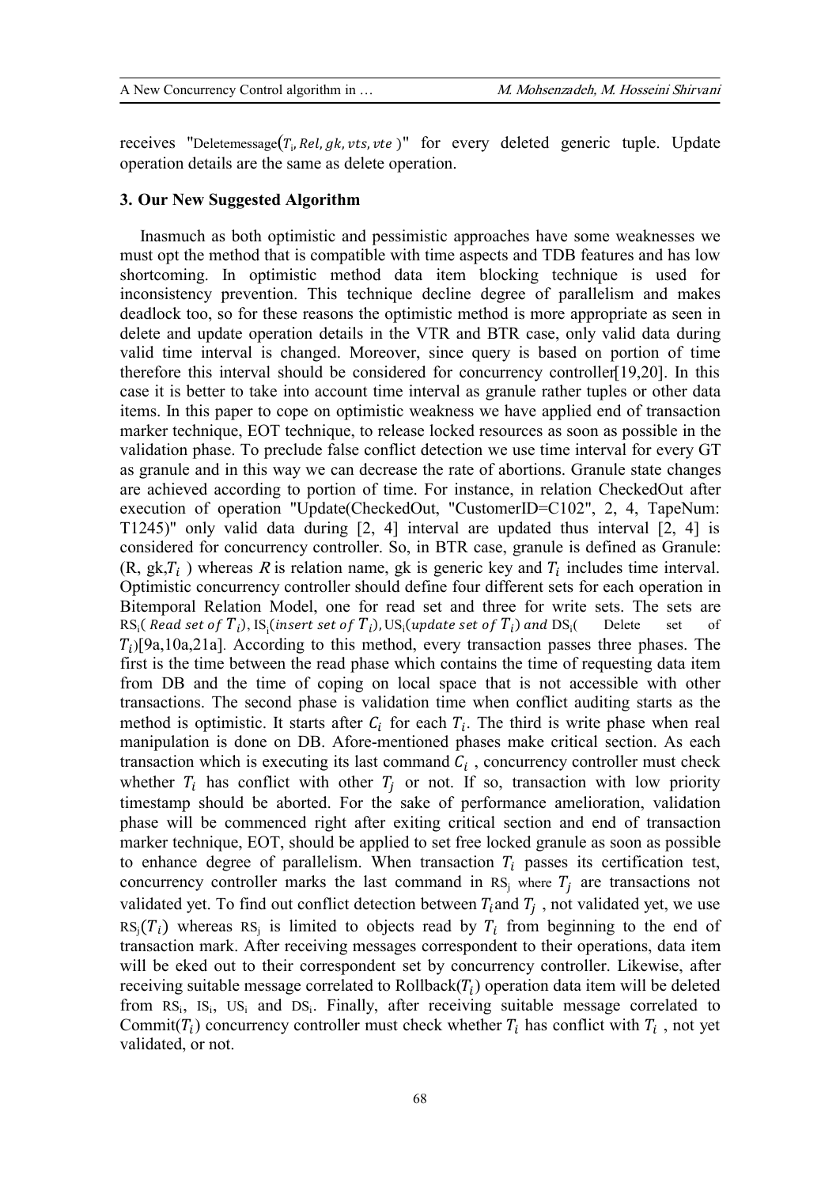receives "Deletemessage($T_i$, $Rel, gk, vts, vte$ )" for every deleted generic tuple. Update operation details are the same as delete operation.

### 3. Our New Suggested Algorithm

Inasmuch as both optimistic and pessimistic approaches have some weaknesses we must opt the method that is compatible with time aspects and TDB features and has low shortcoming. In optimistic method data item blocking technique is used for inconsistency prevention. This technique decline degree of parallelism and makes deadlock too, so for these reasons the optimistic method is more appropriate as seen in delete and update operation details in the VTR and BTR case, only valid data during valid time interval is changed. Moreover, since query is based on portion of time therefore this interval should be considered for concurrency controller[19,20]. In this case it is better to take into account time interval as granule rather tuples or other data items. In this paper to cope on optimistic weakness we have applied end of transaction marker technique, EOT technique, to release locked resources as soon as possible in the validation phase. To preclude false conflict detection we use time interval for every GT as granule and in this way we can decrease the rate of abortions. Granule state changes are achieved according to portion of time. For instance, in relation CheckedOut after execution of operation "Update(CheckedOut, "CustomerID=C102", 2, 4, TapeNum: T1245)" only valid data during [2, 4] interval are updated thus interval [2, 4] is considered for concurrency controller. So, in BTR case, granule is defined as Granule: (R, gk,$T_i$ ) whereas $R$ is relation name, gk is generic key and $T_i$ includes time interval. Optimistic concurrency controller should define four different sets for each operation in Bitemporal Relation Model, one for read set and three for write sets. The sets are $RS_i$( $Read\ set\ of\ T_i$), $IS_i$($insert\ set\ of\ T_i$), $US_i$($update\ set\ of\ T_i$) $and$ $DS_i$( Delete set of $T_i$)[9a,10a,21a]. According to this method, every transaction passes three phases. The first is the time between the read phase which contains the time of requesting data item from DB and the time of coping on local space that is not accessible with other transactions. The second phase is validation time when conflict auditing starts as the method is optimistic. It starts after $C_i$ for each $T_i$. The third is write phase when real manipulation is done on DB. Afore-mentioned phases make critical section. As each transaction which is executing its last command $C_i$ , concurrency controller must check whether $T_i$ has conflict with other $T_j$ or not. If so, transaction with low priority timestamp should be aborted. For the sake of performance amelioration, validation phase will be commenced right after exiting critical section and end of transaction marker technique, EOT, should be applied to set free locked granule as soon as possible to enhance degree of parallelism. When transaction $T_i$ passes its certification test, concurrency controller marks the last command in $RS_j$ where $T_j$ are transactions not validated yet. To find out conflict detection between $T_i$ and $T_j$ , not validated yet, we use $RS_j(T_i)$ whereas $RS_j$ is limited to objects read by $T_i$ from beginning to the end of transaction mark. After receiving messages correspondent to their operations, data item will be eked out to their correspondent set by concurrency controller. Likewise, after receiving suitable message correlated to Rollback($T_i$) operation data item will be deleted from $RS_i$, $IS_i$, $US_i$ and $DS_i$. Finally, after receiving suitable message correlated to Commit($T_i$) concurrency controller must check whether $T_i$ has conflict with $T_i$ , not yet validated, or not.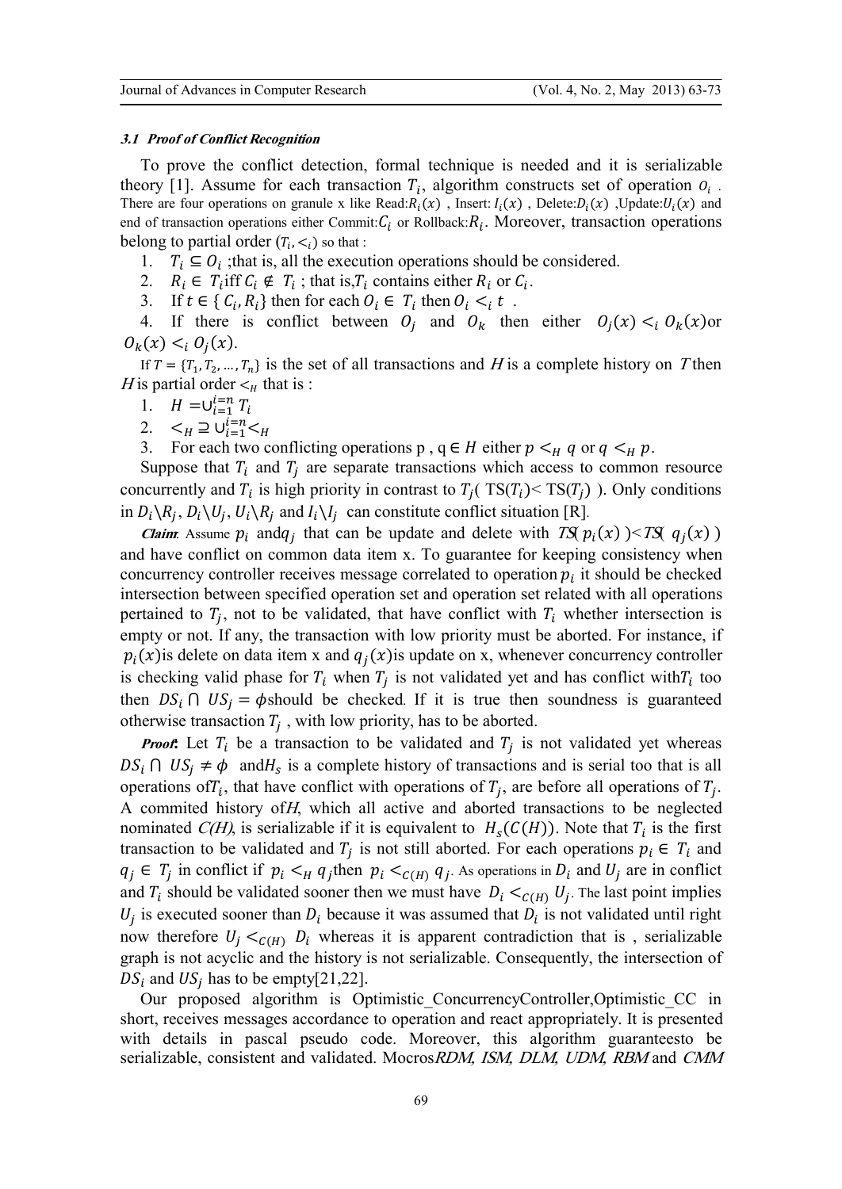### *3.1 Proof of Conflict Recognition*

To prove the conflict detection, formal technique is needed and it is serializable theory [1]. Assume for each transaction $T_i$, algorithm constructs set of operation $O_i$. There are four operations on granule x like Read:$R_i(x)$ , Insert: $I_i(x)$ , Delete:$D_i(x)$ ,Update:$U_i(x)$ and end of transaction operations either Commit:$C_i$ or Rollback:$R_i$. Moreover, transaction operations belong to partial order $(T_i, <_i)$ so that :

1. $T_i \subseteq O_i$ ;that is, all the execution operations should be considered.
2. $R_i \in T_i$iff $C_i \notin T_i$ ; that is,$T_i$ contains either $R_i$ or $C_i$.
3. If $t \in \{C_i, R_i\}$ then for each $O_i \in T_i$ then $O_i <_i t$ .
4. If there is conflict between $O_j$ and $O_k$ then either $O_j(x) <_i O_k(x)$or $O_k(x) <_i O_j(x)$.

If $T = \{T_1, T_2, \dots, T_n\}$ is the set of all transactions and *H* is a complete history on *T* then *H* is partial order $<_H$ that is :

1. $H = \cup_{i=1}^{i=n} T_i$
2. $<_H \supseteq \cup_{i=1}^{i=n} <_H$
3. For each two conflicting operations p , q $\in H$ either $p <_H q$ or $q <_H p$.

Suppose that $T_i$ and $T_j$ are separate transactions which access to common resource concurrently and $T_i$ is high priority in contrast to $T_j$( TS($T_i$)< TS($T_j$) ). Only conditions in $D_i \backslash R_j$, $D_i \backslash U_j$, $U_i \backslash R_j$ and $I_i \backslash I_j$ can constitute conflict situation [R].

***Claim***. Assume $p_i$ and$q_j$ that can be update and delete with *TS*( $p_i(x)$ )<*TS*( $q_j(x)$ ) and have conflict on common data item x. To guarantee for keeping consistency when concurrency controller receives message correlated to operation $p_i$ it should be checked intersection between specified operation set and operation set related with all operations pertained to $T_j$, not to be validated, that have conflict with $T_i$ whether intersection is empty or not. If any, the transaction with low priority must be aborted. For instance, if $p_i(x)$is delete on data item x and $q_j(x)$is update on x, whenever concurrency controller is checking valid phase for $T_i$ when $T_j$ is not validated yet and has conflict with$T_i$ too then $DS_i \cap US_j = \phi$should be checked. If it is true then soundness is guaranteed otherwise transaction $T_j$ , with low priority, has to be aborted.

***Proof***: Let $T_i$ be a transaction to be validated and $T_j$ is not validated yet whereas $DS_i \cap US_j \neq \phi$ and$H_s$ is a complete history of transactions and is serial too that is all operations of$T_i$, that have conflict with operations of $T_j$, are before all operations of $T_j$. A commited history of*H*, which all active and aborted transactions to be neglected nominated *C(H)*, is serializable if it is equivalent to $H_s(C(H))$. Note that $T_i$ is the first transaction to be validated and $T_j$ is not still aborted. For each operations $p_i \in T_i$ and $q_j \in T_j$ in conflict if $p_i <_H q_j$then $p_i <_{C(H)} q_j$. As operations in $D_i$ and $U_j$ are in conflict and $T_i$ should be validated sooner then we must have $D_i <_{C(H)} U_j$. The last point implies $U_j$ is executed sooner than $D_i$ because it was assumed that $D_i$ is not validated until right now therefore $U_j <_{C(H)} D_i$ whereas it is apparent contradiction that is , serializable graph is not acyclic and the history is not serializable. Consequently, the intersection of $DS_i$ and $US_j$ has to be empty[21,22].

Our proposed algorithm is Optimistic_ConcurrencyController,Optimistic_CC in short, receives messages accordance to operation and react appropriately. It is presented with details in pascal pseudo code. Moreover, this algorithm guaranteesto be serializable, consistent and validated. Mocros*RDM, ISM, DLM, UDM, RBM* and *CMM*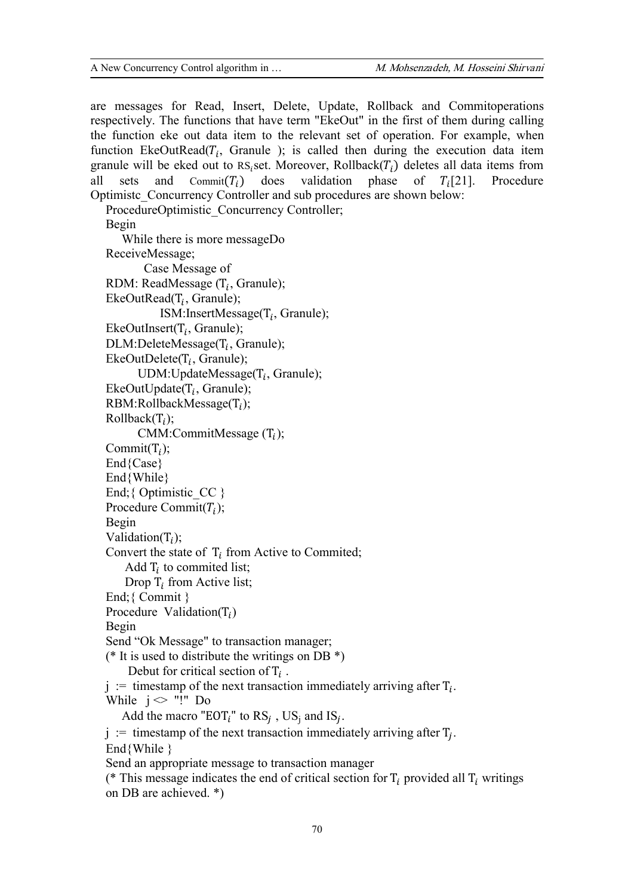are messages for Read, Insert, Delete, Update, Rollback and Commitoperations respectively. The functions that have term "EkeOut" in the first of them during calling the function eke out data item to the relevant set of operation. For example, when function EkeOutRead($T_i$, Granule ); is called then during the execution data item granule will be eked out to $RS_i$set. Moreover, Rollback($T_i$) deletes all data items from all sets and Commit($T_i$) does validation phase of $T_i$[21]. Procedure Optimistc_Concurrency Controller and sub procedures are shown below:

```
ProcedureOptimistic_Concurrency Controller;
Begin
   While there is more messageDo
ReceiveMessage;
      Case Message of
RDM: ReadMessage (Ti, Granule);
EkeOutRead(Ti, Granule);
         ISM:InsertMessage(Ti, Granule);
EkeOutInsert(Ti, Granule);
DLM:DeleteMessage(Ti, Granule);
EkeOutDelete(Ti, Granule);
      UDM:UpdateMessage(Ti, Granule);
EkeOutUpdate(Ti, Granule);
RBM:RollbackMessage(Ti);
Rollback(Ti);
      CMM:CommitMessage (Ti);
Commit(Ti);
End{Case}
End{While}
End;{ Optimistic_CC }
Procedure Commit(Ti);
Begin
Validation(Ti);
Convert the state of  Ti from Active to Commited;
   Add Ti to commited list;
   Drop Ti from Active list;
End;{ Commit }
Procedure  Validation(Ti)
Begin
Send "Ok Message" to transaction manager;
(* It is used to distribute the writings on DB *)
   Debut for critical section of Ti .
j := timestamp of the next transaction immediately arriving after Ti.
While  j <> "!" Do
   Add the macro "EOTi" to RSj , USj and ISj.
j := timestamp of the next transaction immediately arriving after Tj.
End{While }
Send an appropriate message to transaction manager
(* This message indicates the end of critical section for Ti provided all Ti writings
on DB are achieved. *)
```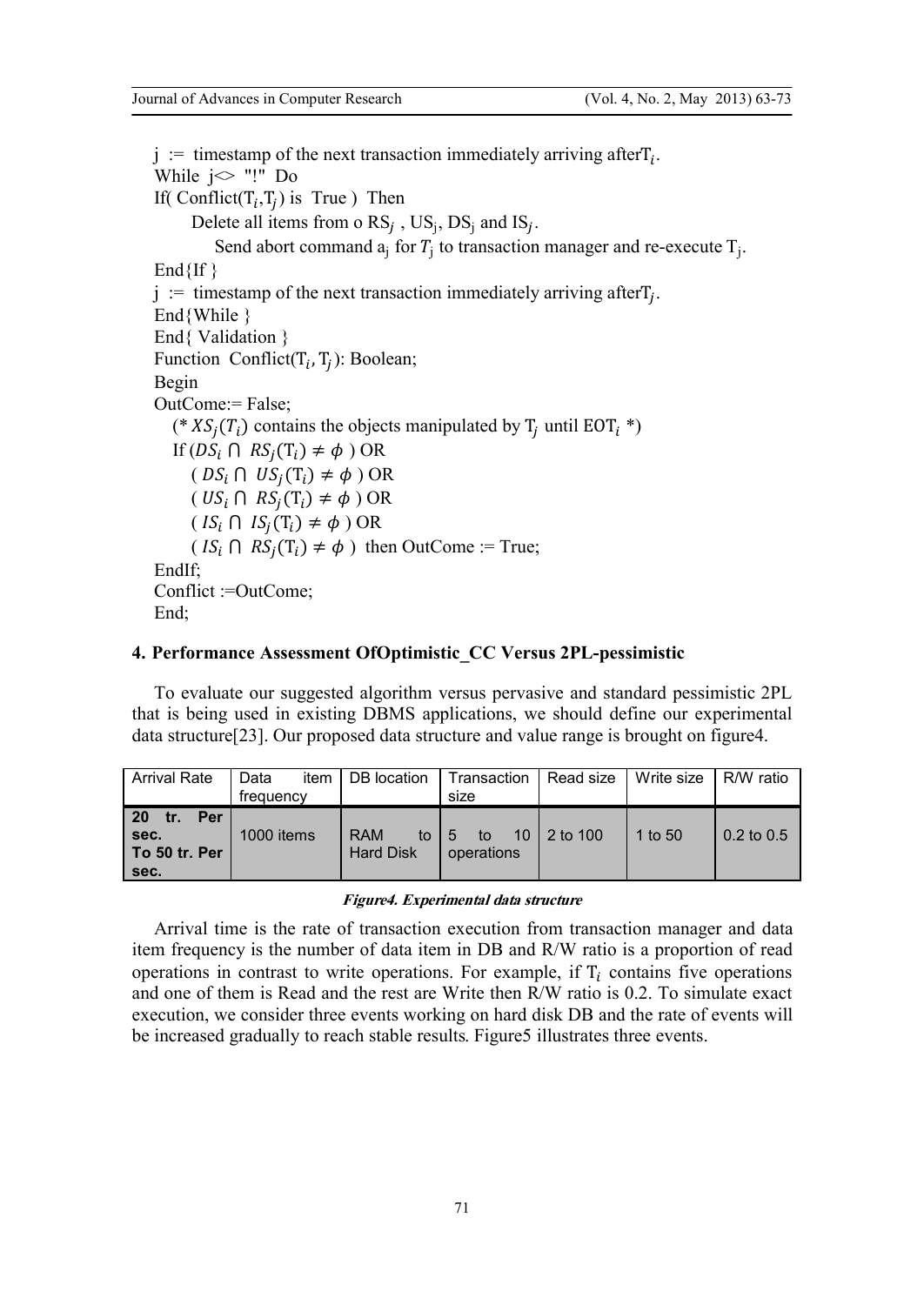```
j := timestamp of the next transaction immediately arriving after T_i.
While j<> "!" Do
If( Conflict(T_i,T_j) is True ) Then
     Delete all items from o RS_j , US_j, DS_j and IS_j.
        Send abort command a_j for T_j to transaction manager and re-execute T_j.
End{If }
j := timestamp of the next transaction immediately arriving after T_j.
End{While }
End{ Validation }
Function Conflict(T_i, T_j): Boolean;
Begin
OutCome:= False;
  (* XS_j(T_i) contains the objects manipulated by T_j until EOT_i *)
  If (DS_i ∩ RS_j(T_i) ≠ φ ) OR
    ( DS_i ∩ US_j(T_i) ≠ φ ) OR
    ( US_i ∩ RS_j(T_i) ≠ φ ) OR
    ( IS_i ∩ IS_j(T_i) ≠ φ ) OR
    ( IS_i ∩ RS_j(T_i) ≠ φ ) then OutCome := True;
EndIf;
Conflict :=OutCome;
End;
```

## 4. Performance Assessment OfOptimistic_CC Versus 2PL-pessimistic

To evaluate our suggested algorithm versus pervasive and standard pessimistic 2PL that is being used in existing DBMS applications, we should define our experimental data structure[23]. Our proposed data structure and value range is brought on figure4.

| Arrival Rate | Data item frequency | DB location | Transaction size | Read size | Write size | R/W ratio |
|---|---|---|---|---|---|---|
| **20 tr. Per sec. To 50 tr. Per sec.** | 1000 items | RAM to Hard Disk | 5 to 10 operations | 2 to 100 | 1 to 50 | 0.2 to 0.5 |

***Figure4. Experimental data structure***

Arrival time is the rate of transaction execution from transaction manager and data item frequency is the number of data item in DB and R/W ratio is a proportion of read operations in contrast to write operations. For example, if $T_i$ contains five operations and one of them is Read and the rest are Write then R/W ratio is 0.2. To simulate exact execution, we consider three events working on hard disk DB and the rate of events will be increased gradually to reach stable results. Figure5 illustrates three events.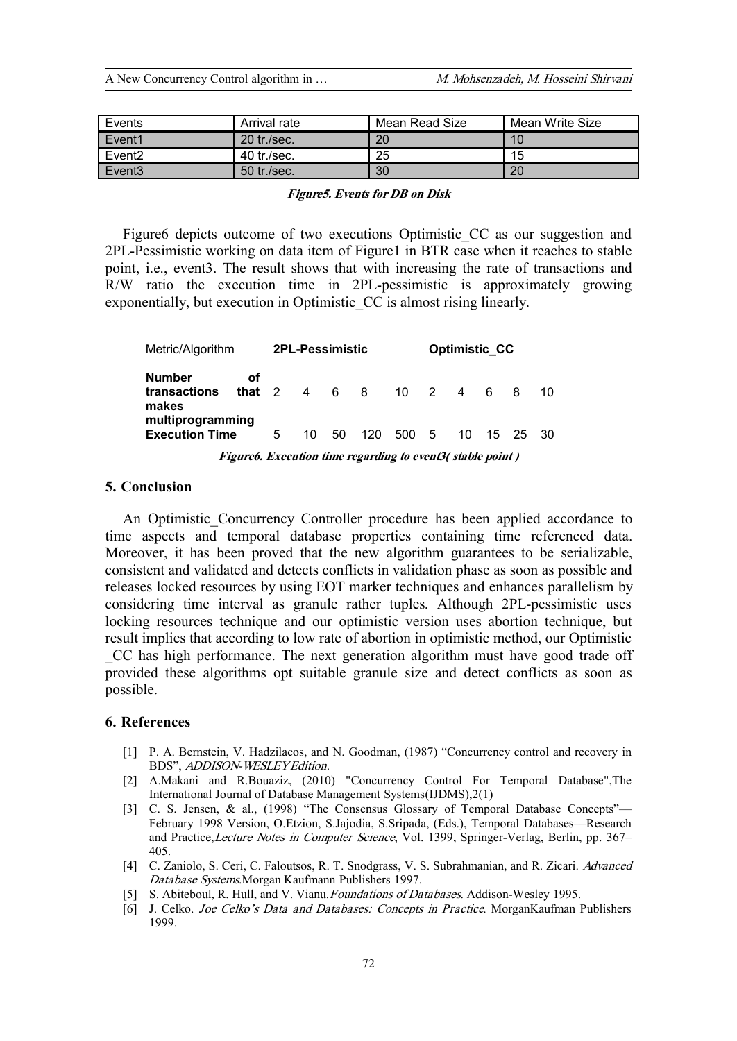| Events | Arrival rate | Mean Read Size | Mean Write Size |
|---|---|---|---|
| Event1 | 20 tr./sec. | 20 | 10 |
| Event2 | 40 tr./sec. | 25 | 15 |
| Event3 | 50 tr./sec. | 30 | 20 |

***Figure5. Events for DB on Disk***

Figure6 depicts outcome of two executions Optimistic_CC as our suggestion and 2PL-Pessimistic working on data item of Figure1 in BTR case when it reaches to stable point, i.e., event3. The result shows that with increasing the rate of transactions and R/W ratio the execution time in 2PL-pessimistic is approximately growing exponentially, but execution in Optimistic_CC is almost rising linearly.

| Metric/Algorithm | 2PL-Pessimistic | | | | | Optimistic_CC | | | | |
|---|---|---|---|---|---|---|---|---|---|---|
| **Number of transactions that makes multiprogramming** | 2 | 4 | 6 | 8 | 10 | 2 | 4 | 6 | 8 | 10 |
| **Execution Time** | 5 | 10 | 50 | 120 | 500 | 5 | 10 | 15 | 25 | 30 |

***Figure6. Execution time regarding to event3( stable point )***

## 5. Conclusion

An Optimistic_Concurrency Controller procedure has been applied accordance to time aspects and temporal database properties containing time referenced data. Moreover, it has been proved that the new algorithm guarantees to be serializable, consistent and validated and detects conflicts in validation phase as soon as possible and releases locked resources by using EOT marker techniques and enhances parallelism by considering time interval as granule rather tuples. Although 2PL-pessimistic uses locking resources technique and our optimistic version uses abortion technique, but result implies that according to low rate of abortion in optimistic method, our Optimistic _CC has high performance. The next generation algorithm must have good trade off provided these algorithms opt suitable granule size and detect conflicts as soon as possible.

## 6. References

[1] P. A. Bernstein, V. Hadzilacos, and N. Goodman, (1987) "Concurrency control and recovery in BDS", *ADDISON-WESLEY Edition.*

[2] A.Makani and R.Bouaziz, (2010) "Concurrency Control For Temporal Database",The International Journal of Database Management Systems(IJDMS),2(1)

[3] C. S. Jensen, & al., (1998) "The Consensus Glossary of Temporal Database Concepts"— February 1998 Version, O.Etzion, S.Jajodia, S.Sripada, (Eds.), Temporal Databases—Research and Practice,*Lecture Notes in Computer Science*, Vol. 1399, Springer-Verlag, Berlin, pp. 367–405.

[4] C. Zaniolo, S. Ceri, C. Faloutsos, R. T. Snodgrass, V. S. Subrahmanian, and R. Zicari. *Advanced Database Systems*.Morgan Kaufmann Publishers 1997.

[5] S. Abiteboul, R. Hull, and V. Vianu.*Foundations of Databases*. Addison-Wesley 1995.

[6] J. Celko. *Joe Celko's Data and Databases: Concepts in Practice*. MorganKaufman Publishers 1999.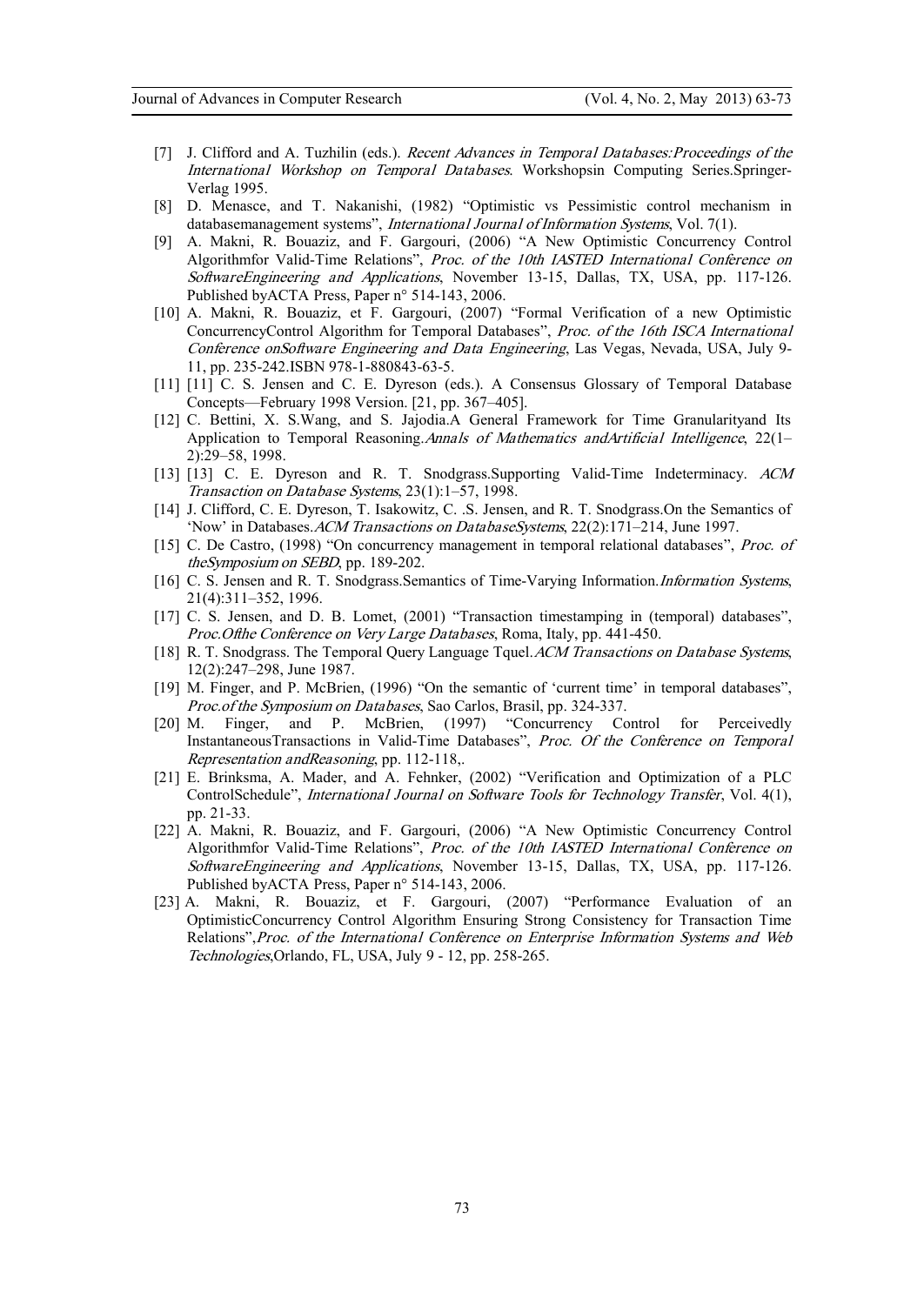[7] J. Clifford and A. Tuzhilin (eds.). *Recent Advances in Temporal Databases:Proceedings of the International Workshop on Temporal Databases*. Workshopsin Computing Series.Springer-Verlag 1995.

[8] D. Menasce, and T. Nakanishi, (1982) "Optimistic vs Pessimistic control mechanism in databasemanagement systems", *International Journal of Information Systems*, Vol. 7(1).

[9] A. Makni, R. Bouaziz, and F. Gargouri, (2006) "A New Optimistic Concurrency Control Algorithmfor Valid-Time Relations", *Proc. of the 10th IASTED International Conference on SoftwareEngineering and Applications*, November 13-15, Dallas, TX, USA, pp. 117-126. Published byACTA Press, Paper n° 514-143, 2006.

[10] A. Makni, R. Bouaziz, et F. Gargouri, (2007) "Formal Verification of a new Optimistic ConcurrencyControl Algorithm for Temporal Databases", *Proc. of the 16th ISCA International Conference onSoftware Engineering and Data Engineering*, Las Vegas, Nevada, USA, July 9-11, pp. 235-242.ISBN 978-1-880843-63-5.

[11] [11] C. S. Jensen and C. E. Dyreson (eds.). A Consensus Glossary of Temporal Database Concepts—February 1998 Version. [21, pp. 367–405].

[12] C. Bettini, X. S.Wang, and S. Jajodia.A General Framework for Time Granularityand Its Application to Temporal Reasoning.*Annals of Mathematics andArtificial Intelligence*, 22(1–2):29–58, 1998.

[13] [13] C. E. Dyreson and R. T. Snodgrass.Supporting Valid-Time Indeterminacy. *ACM Transaction on Database Systems*, 23(1):1–57, 1998.

[14] J. Clifford, C. E. Dyreson, T. Isakowitz, C. .S. Jensen, and R. T. Snodgrass.On the Semantics of 'Now' in Databases.*ACM Transactions on DatabaseSystems*, 22(2):171–214, June 1997.

[15] C. De Castro, (1998) "On concurrency management in temporal relational databases", *Proc. of theSymposium on SEBD*, pp. 189-202.

[16] C. S. Jensen and R. T. Snodgrass.Semantics of Time-Varying Information.*Information Systems*, 21(4):311–352, 1996.

[17] C. S. Jensen, and D. B. Lomet, (2001) "Transaction timestamping in (temporal) databases", *Proc.Ofthe Conference on Very Large Databases*, Roma, Italy, pp. 441-450.

[18] R. T. Snodgrass. The Temporal Query Language Tquel.*ACM Transactions on Database Systems*, 12(2):247–298, June 1987.

[19] M. Finger, and P. McBrien, (1996) "On the semantic of 'current time' in temporal databases", *Proc.of the Symposium on Databases*, Sao Carlos, Brasil, pp. 324-337.

[20] M. Finger, and P. McBrien, (1997) "Concurrency Control for Perceivedly InstantaneousTransactions in Valid-Time Databases", *Proc. Of the Conference on Temporal Representation andReasoning*, pp. 112-118,.

[21] E. Brinksma, A. Mader, and A. Fehnker, (2002) "Verification and Optimization of a PLC ControlSchedule", *International Journal on Software Tools for Technology Transfer*, Vol. 4(1), pp. 21-33.

[22] A. Makni, R. Bouaziz, and F. Gargouri, (2006) "A New Optimistic Concurrency Control Algorithmfor Valid-Time Relations", *Proc. of the 10th IASTED International Conference on SoftwareEngineering and Applications*, November 13-15, Dallas, TX, USA, pp. 117-126. Published byACTA Press, Paper n° 514-143, 2006.

[23] A. Makni, R. Bouaziz, et F. Gargouri, (2007) "Performance Evaluation of an OptimisticConcurrency Control Algorithm Ensuring Strong Consistency for Transaction Time Relations",*Proc. of the International Conference on Enterprise Information Systems and Web Technologies*,Orlando, FL, USA, July 9 - 12, pp. 258-265.